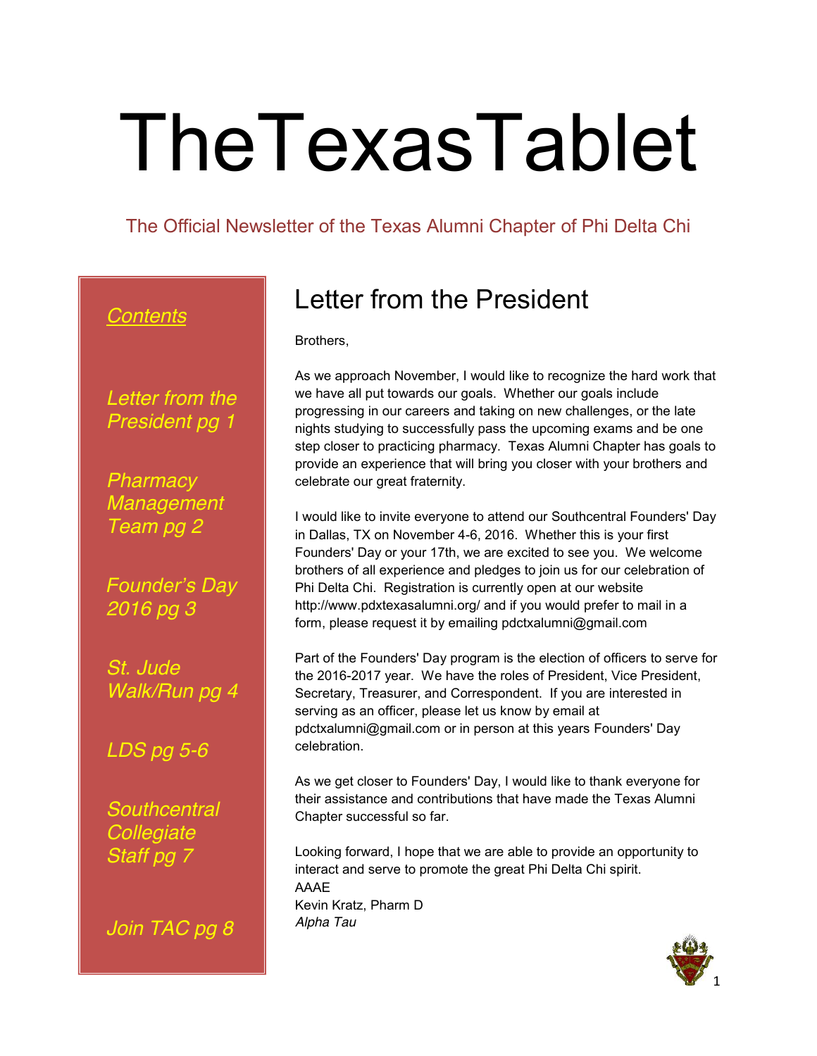# TheTexasTablet

The Official Newsletter of the Texas Alumni Chapter of Phi Delta Chi

*Contents*

*Letter from the President pg 1*

*Pharmacy Management Team pg 2*

*Founder's Day 2016 pg 3*

*St. Jude Walk/Run pg 4*

*LDS pg 5-6*

*Southcentral Collegiate Staff pg 7*

*Join TAC pg 8*

## Letter from the President

Brothers,

As we approach November, I would like to recognize the hard work that we have all put towards our goals. Whether our goals include progressing in our careers and taking on new challenges, or the late nights studying to successfully pass the upcoming exams and be one step closer to practicing pharmacy. Texas Alumni Chapter has goals to provide an experience that will bring you closer with your brothers and celebrate our great fraternity.

I would like to invite everyone to attend our Southcentral Founders' Day in Dallas, TX on November 4-6, 2016. Whether this is your first Founders' Day or your 17th, we are excited to see you. We welcome brothers of all experience and pledges to join us for our celebration of Phi Delta Chi. Registration is currently open at our website http://www.pdxtexasalumni.org/ and if you would prefer to mail in a form, please request it by emailing pdctxalumni@gmail.com

Part of the Founders' Day program is the election of officers to serve for the 2016-2017 year. We have the roles of President, Vice President, Secretary, Treasurer, and Correspondent. If you are interested in serving as an officer, please let us know by email at pdctxalumni@gmail.com or in person at this years Founders' Day celebration.

As we get closer to Founders' Day, I would like to thank everyone for their assistance and contributions that have made the Texas Alumni Chapter successful so far.

Looking forward, I hope that we are able to provide an opportunity to interact and serve to promote the great Phi Delta Chi spirit.
AAAE
Kevin Kratz, Pharm D
*Alpha Tau*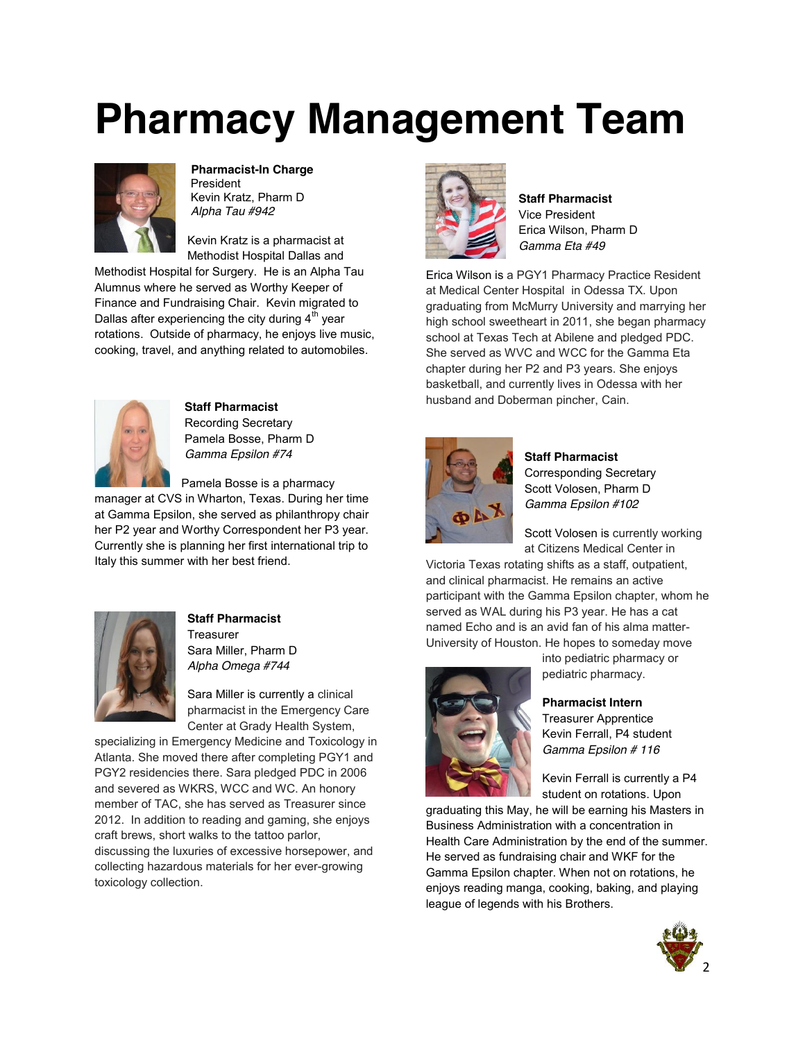# Pharmacy Management Team

**Pharmacist-In Charge**
President
Kevin Kratz, Pharm D
*Alpha Tau #942*

Kevin Kratz is a pharmacist at Methodist Hospital Dallas and Methodist Hospital for Surgery. He is an Alpha Tau Alumnus where he served as Worthy Keeper of Finance and Fundraising Chair. Kevin migrated to Dallas after experiencing the city during 4th year rotations. Outside of pharmacy, he enjoys live music, cooking, travel, and anything related to automobiles.

**Staff Pharmacist**
Recording Secretary
Pamela Bosse, Pharm D
*Gamma Epsilon #74*

Pamela Bosse is a pharmacy manager at CVS in Wharton, Texas. During her time at Gamma Epsilon, she served as philanthropy chair her P2 year and Worthy Correspondent her P3 year. Currently she is planning her first international trip to Italy this summer with her best friend.

**Staff Pharmacist**
Treasurer
Sara Miller, Pharm D
*Alpha Omega #744*

Sara Miller is currently a clinical pharmacist in the Emergency Care Center at Grady Health System, specializing in Emergency Medicine and Toxicology in Atlanta. She moved there after completing PGY1 and PGY2 residencies there. Sara pledged PDC in 2006 and severed as WKRS, WCC and WC. An honory member of TAC, she has served as Treasurer since 2012. In addition to reading and gaming, she enjoys craft brews, short walks to the tattoo parlor, discussing the luxuries of excessive horsepower, and collecting hazardous materials for her ever-growing toxicology collection.

**Staff Pharmacist**
Vice President
Erica Wilson, Pharm D
*Gamma Eta #49*

Erica Wilson is a PGY1 Pharmacy Practice Resident at Medical Center Hospital in Odessa TX. Upon graduating from McMurry University and marrying her high school sweetheart in 2011, she began pharmacy school at Texas Tech at Abilene and pledged PDC. She served as WVC and WCC for the Gamma Eta chapter during her P2 and P3 years. She enjoys basketball, and currently lives in Odessa with her husband and Doberman pincher, Cain.

**Staff Pharmacist**
Corresponding Secretary
Scott Volosen, Pharm D
*Gamma Epsilon #102*

Scott Volosen is currently working at Citizens Medical Center in Victoria Texas rotating shifts as a staff, outpatient, and clinical pharmacist. He remains an active participant with the Gamma Epsilon chapter, whom he served as WAL during his P3 year. He has a cat named Echo and is an avid fan of his alma matter- University of Houston. He hopes to someday move into pediatric pharmacy or pediatric pharmacy.

**Pharmacist Intern**
Treasurer Apprentice
Kevin Ferrall, P4 student
*Gamma Epsilon # 116*

Kevin Ferrall is currently a P4 student on rotations. Upon graduating this May, he will be earning his Masters in Business Administration with a concentration in Health Care Administration by the end of the summer. He served as fundraising chair and WKF for the Gamma Epsilon chapter. When not on rotations, he enjoys reading manga, cooking, baking, and playing league of legends with his Brothers.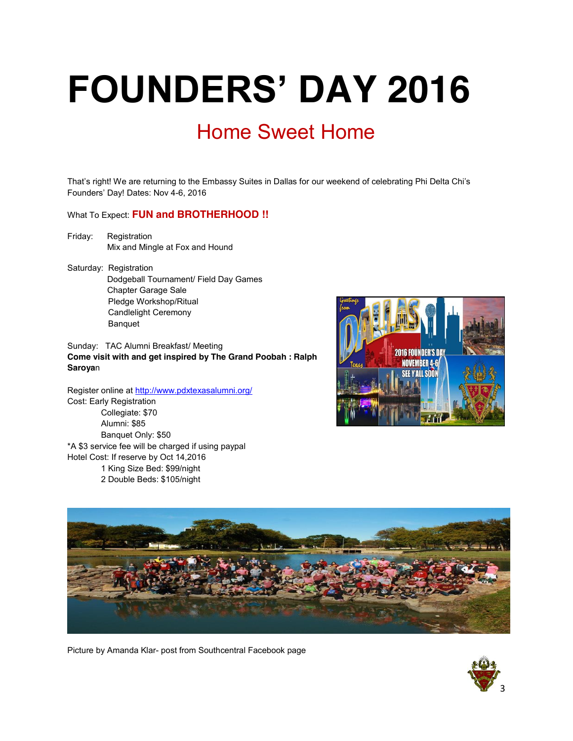# FOUNDERS' DAY 2016

## Home Sweet Home

That's right! We are returning to the Embassy Suites in Dallas for our weekend of celebrating Phi Delta Chi's Founders' Day! Dates: Nov 4-6, 2016

What To Expect: **FUN and BROTHERHOOD !!**

Friday: Registration
Mix and Mingle at Fox and Hound

Saturday: Registration
Dodgeball Tournament/ Field Day Games
Chapter Garage Sale
Pledge Workshop/Ritual
Candlelight Ceremony
Banquet

Sunday: TAC Alumni Breakfast/ Meeting
**Come visit with and get inspired by The Grand Poobah : Ralph Saroya**n

Register online at http://www.pdxtexasalumni.org/
Cost: Early Registration
Collegiate: $70
Alumni: $85
Banquet Only: $50
*A $3 service fee will be charged if using paypal
Hotel Cost: If reserve by Oct 14,2016
1 King Size Bed: $99/night
2 Double Beds: $105/night

Picture by Amanda Klar- post from Southcentral Facebook page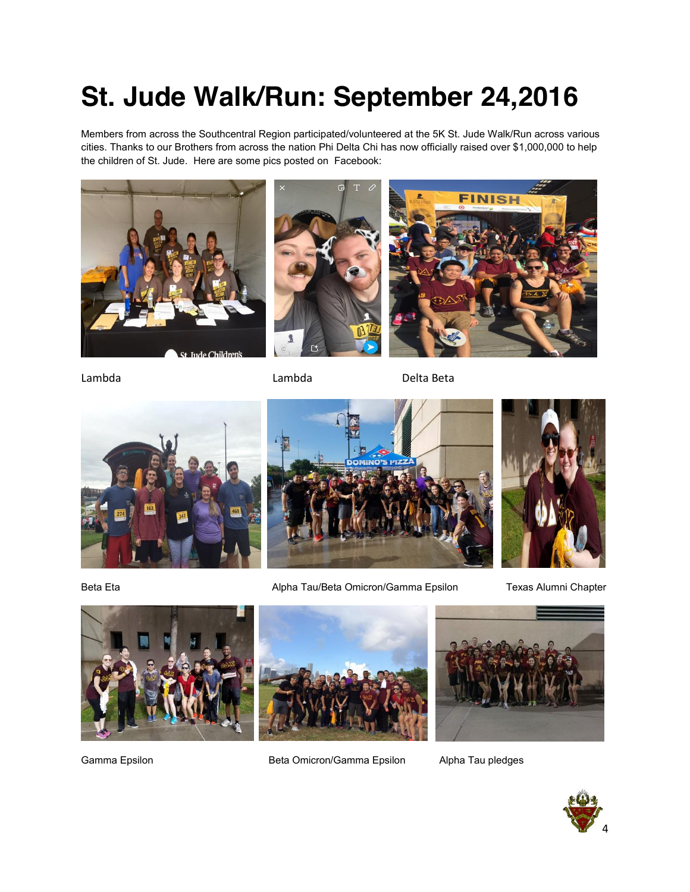# St. Jude Walk/Run: September 24,2016

Members from across the Southcentral Region participated/volunteered at the 5K St. Jude Walk/Run across various cities. Thanks to our Brothers from across the nation Phi Delta Chi has now officially raised over $1,000,000 to help the children of St. Jude. Here are some pics posted on Facebook:

Lambda

Lambda

Delta Beta

Beta Eta

Alpha Tau/Beta Omicron/Gamma Epsilon

Texas Alumni Chapter

Gamma Epsilon

Beta Omicron/Gamma Epsilon

Alpha Tau pledges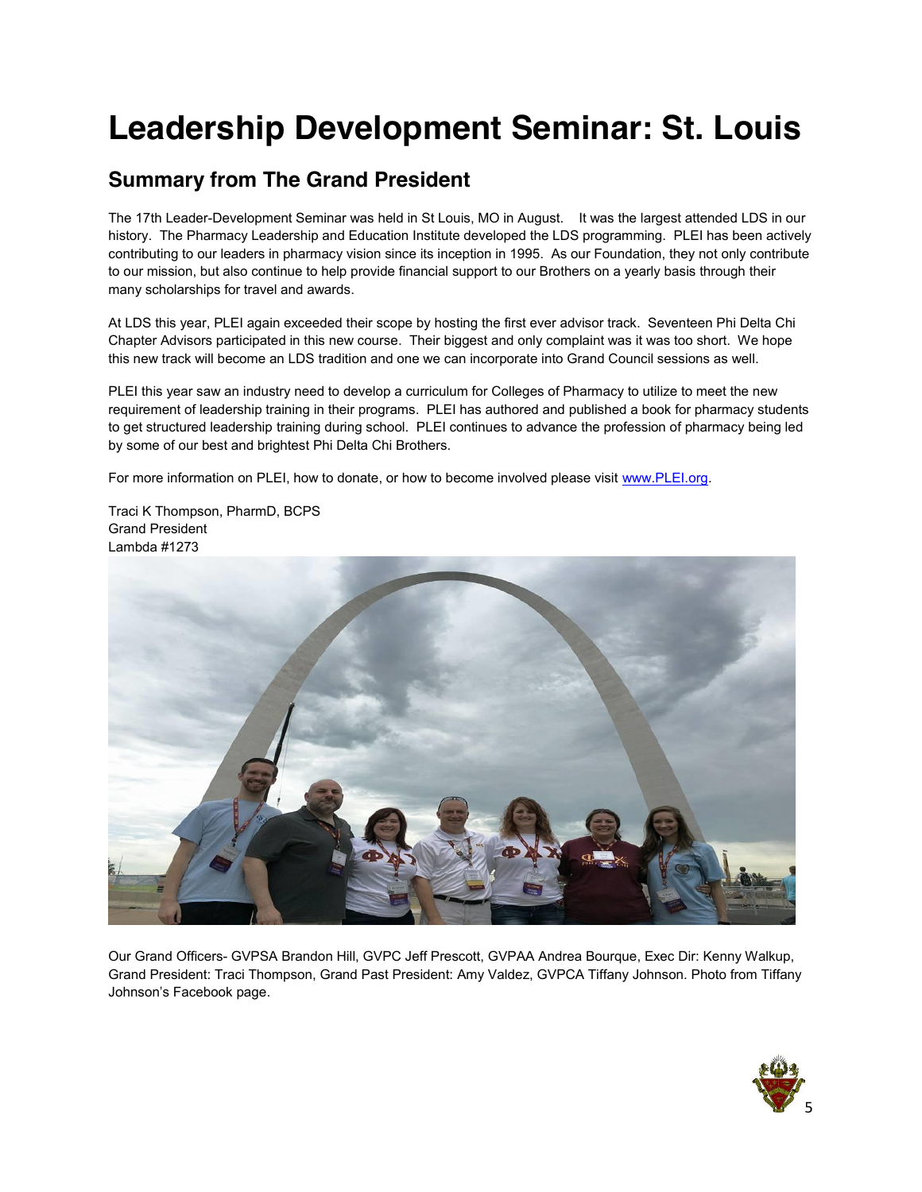# Leadership Development Seminar: St. Louis

## Summary from The Grand President

The 17th Leader-Development Seminar was held in St Louis, MO in August. It was the largest attended LDS in our history. The Pharmacy Leadership and Education Institute developed the LDS programming. PLEI has been actively contributing to our leaders in pharmacy vision since its inception in 1995. As our Foundation, they not only contribute to our mission, but also continue to help provide financial support to our Brothers on a yearly basis through their many scholarships for travel and awards.

At LDS this year, PLEI again exceeded their scope by hosting the first ever advisor track. Seventeen Phi Delta Chi Chapter Advisors participated in this new course. Their biggest and only complaint was it was too short. We hope this new track will become an LDS tradition and one we can incorporate into Grand Council sessions as well.

PLEI this year saw an industry need to develop a curriculum for Colleges of Pharmacy to utilize to meet the new requirement of leadership training in their programs. PLEI has authored and published a book for pharmacy students to get structured leadership training during school. PLEI continues to advance the profession of pharmacy being led by some of our best and brightest Phi Delta Chi Brothers.

For more information on PLEI, how to donate, or how to become involved please visit [www.PLEI.org](http://www.PLEI.org).

Traci K Thompson, PharmD, BCPS
Grand President
Lambda #1273

Our Grand Officers- GVPSA Brandon Hill, GVPC Jeff Prescott, GVPAA Andrea Bourque, Exec Dir: Kenny Walkup, Grand President: Traci Thompson, Grand Past President: Amy Valdez, GVPCA Tiffany Johnson. Photo from Tiffany Johnson's Facebook page.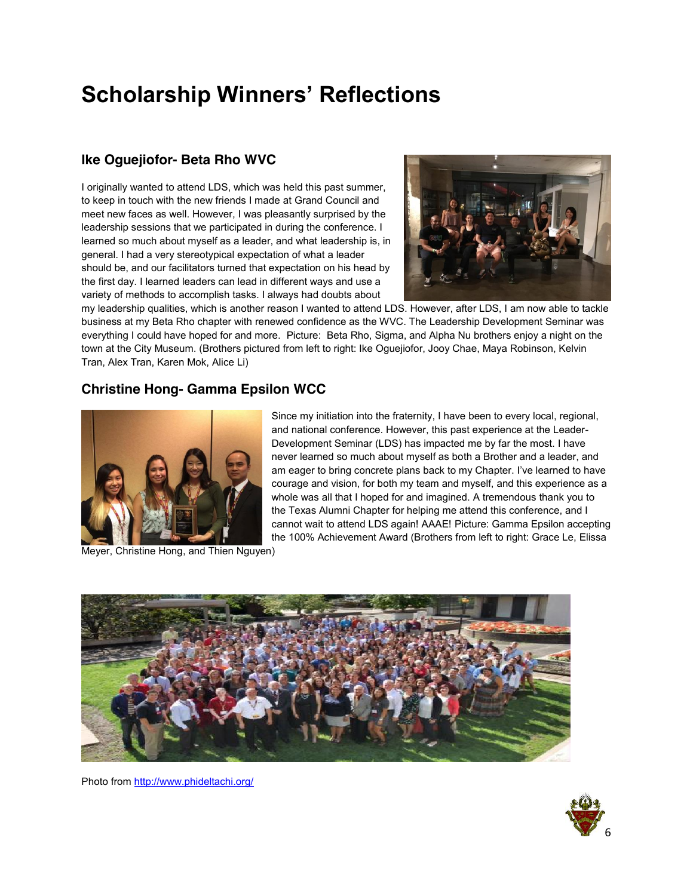# Scholarship Winners' Reflections

### Ike Oguejiofor- Beta Rho WVC

I originally wanted to attend LDS, which was held this past summer, to keep in touch with the new friends I made at Grand Council and meet new faces as well. However, I was pleasantly surprised by the leadership sessions that we participated in during the conference. I learned so much about myself as a leader, and what leadership is, in general. I had a very stereotypical expectation of what a leader should be, and our facilitators turned that expectation on his head by the first day. I learned leaders can lead in different ways and use a variety of methods to accomplish tasks. I always had doubts about my leadership qualities, which is another reason I wanted to attend LDS. However, after LDS, I am now able to tackle business at my Beta Rho chapter with renewed confidence as the WVC. The Leadership Development Seminar was everything I could have hoped for and more. Picture: Beta Rho, Sigma, and Alpha Nu brothers enjoy a night on the town at the City Museum. (Brothers pictured from left to right: Ike Oguejiofor, Jooy Chae, Maya Robinson, Kelvin Tran, Alex Tran, Karen Mok, Alice Li)

### Christine Hong- Gamma Epsilon WCC

Since my initiation into the fraternity, I have been to every local, regional, and national conference. However, this past experience at the Leader-Development Seminar (LDS) has impacted me by far the most. I have never learned so much about myself as both a Brother and a leader, and am eager to bring concrete plans back to my Chapter. I've learned to have courage and vision, for both my team and myself, and this experience as a whole was all that I hoped for and imagined. A tremendous thank you to the Texas Alumni Chapter for helping me attend this conference, and I cannot wait to attend LDS again! AAAE! Picture: Gamma Epsilon accepting the 100% Achievement Award (Brothers from left to right: Grace Le, Elissa Meyer, Christine Hong, and Thien Nguyen)

Photo from http://www.phideltachi.org/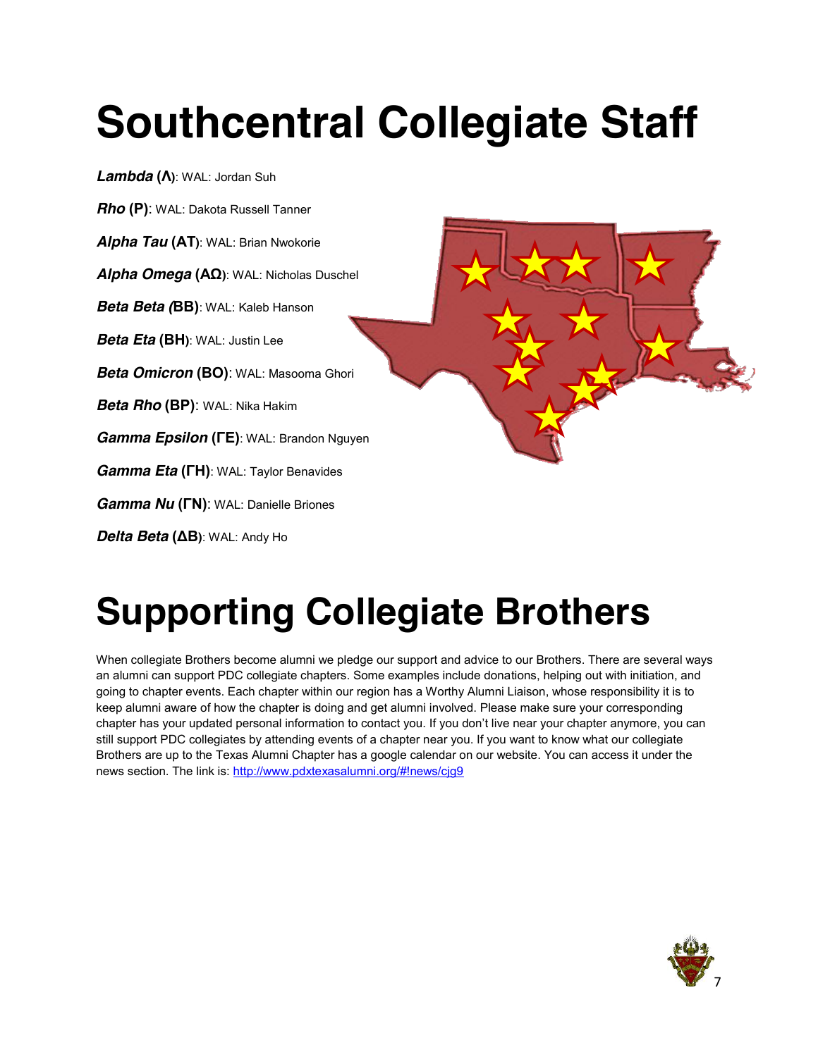# Southcentral Collegiate Staff

***Lambda*** **(Λ)**: WAL: Jordan Suh

***Rho*** **(P)**: WAL: Dakota Russell Tanner

***Alpha Tau*** **(AT)**: WAL: Brian Nwokorie

***Alpha Omega*** **(AΩ)**: WAL: Nicholas Duschel

***Beta Beta*** **(BB)**: WAL: Kaleb Hanson

***Beta Eta*** **(BH)**: WAL: Justin Lee

***Beta Omicron*** **(BO)**: WAL: Masooma Ghori

***Beta Rho*** **(BP)**: WAL: Nika Hakim

***Gamma Epsilon*** **(ΓE)**: WAL: Brandon Nguyen

***Gamma Eta*** **(ΓH)**: WAL: Taylor Benavides

***Gamma Nu*** **(ΓN)**: WAL: Danielle Briones

***Delta Beta*** **(ΔB)**: WAL: Andy Ho

# Supporting Collegiate Brothers

When collegiate Brothers become alumni we pledge our support and advice to our Brothers. There are several ways an alumni can support PDC collegiate chapters. Some examples include donations, helping out with initiation, and going to chapter events. Each chapter within our region has a Worthy Alumni Liaison, whose responsibility it is to keep alumni aware of how the chapter is doing and get alumni involved. Please make sure your corresponding chapter has your updated personal information to contact you. If you don't live near your chapter anymore, you can still support PDC collegiates by attending events of a chapter near you. If you want to know what our collegiate Brothers are up to the Texas Alumni Chapter has a google calendar on our website. You can access it under the news section. The link is: http://www.pdxtexasalumni.org/#!news/cjg9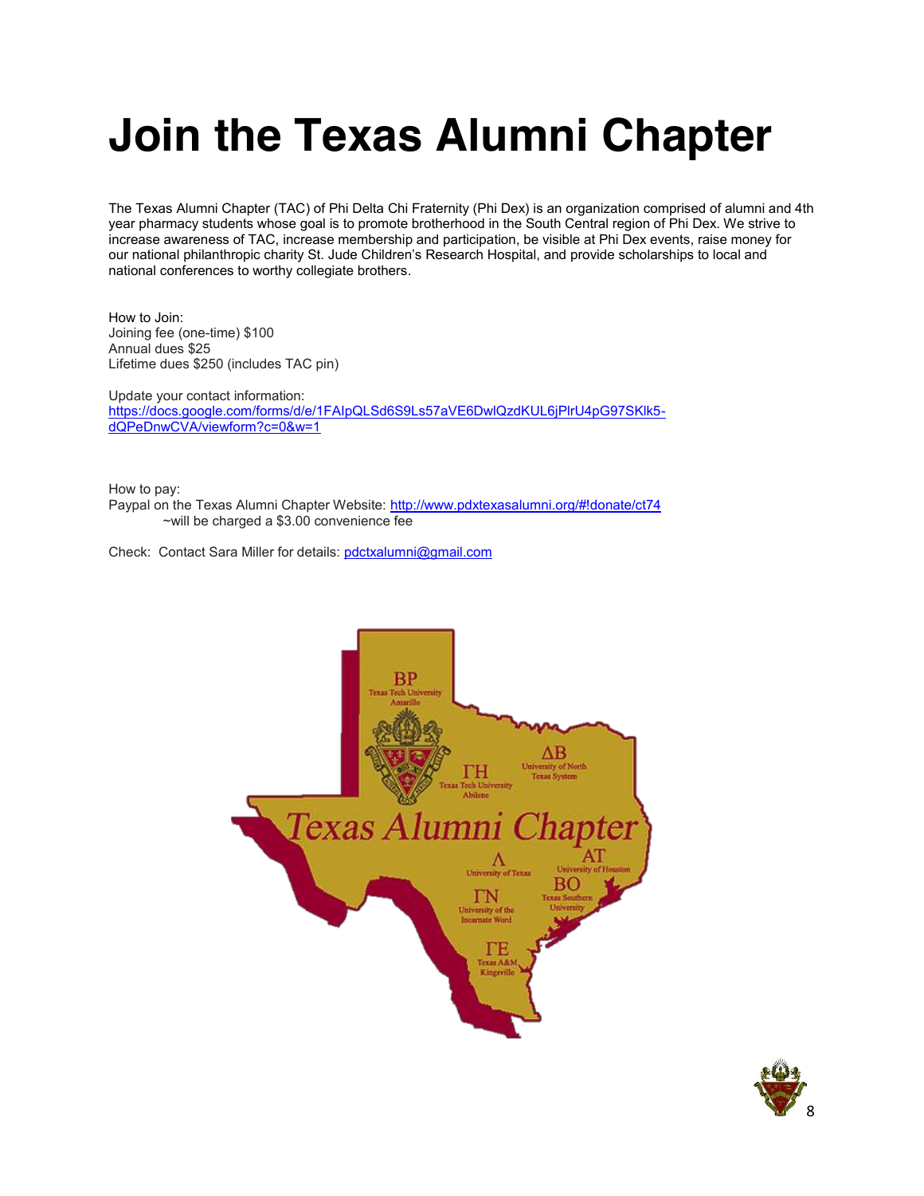# Join the Texas Alumni Chapter

The Texas Alumni Chapter (TAC) of Phi Delta Chi Fraternity (Phi Dex) is an organization comprised of alumni and 4th year pharmacy students whose goal is to promote brotherhood in the South Central region of Phi Dex. We strive to increase awareness of TAC, increase membership and participation, be visible at Phi Dex events, raise money for our national philanthropic charity St. Jude Children's Research Hospital, and provide scholarships to local and national conferences to worthy collegiate brothers.

How to Join:
Joining fee (one-time) $100
Annual dues $25
Lifetime dues $250 (includes TAC pin)

Update your contact information:
https://docs.google.com/forms/d/e/1FAIpQLSd6S9Ls57aVE6DwlQzdKUL6jPlrU4pG97SKlk5-dQPeDnwCVA/viewform?c=0&w=1

How to pay:
Paypal on the Texas Alumni Chapter Website: http://www.pdxtexasalumni.org/#!donate/ct74
~will be charged a $3.00 convenience fee

Check: Contact Sara Miller for details: pdctxalumni@gmail.com

BP
Texas Tech University
Amarillo

ΓΗ
Texas Tech University
Abilene

ΔΒ
University of North
Texas System

Texas Alumni Chapter

Λ
University of Texas

ΑΤ
University of Houston

ΒΟ
Texas Southern
University

ΓΝ
University of the
Incarnate Word

ΓΕ
Texas A&M
Kingsville